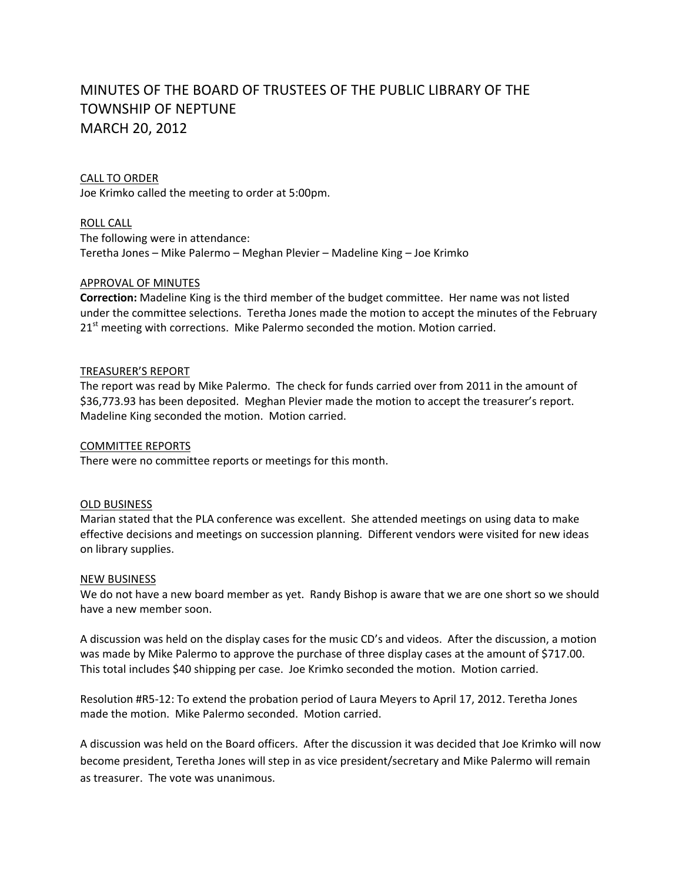# MINUTES OF THE BOARD OF TRUSTEES OF THE PUBLIC LIBRARY OF THE TOWNSHIP OF NEPTUNE
# MARCH 20, 2012

CALL TO ORDER
Joe Krimko called the meeting to order at 5:00pm.

ROLL CALL
The following were in attendance:
Teretha Jones – Mike Palermo – Meghan Plevier – Madeline King – Joe Krimko

APPROVAL OF MINUTES
**Correction:** Madeline King is the third member of the budget committee. Her name was not listed under the committee selections. Teretha Jones made the motion to accept the minutes of the February 21st meeting with corrections. Mike Palermo seconded the motion. Motion carried.

TREASURER'S REPORT
The report was read by Mike Palermo. The check for funds carried over from 2011 in the amount of $36,773.93 has been deposited. Meghan Plevier made the motion to accept the treasurer's report. Madeline King seconded the motion. Motion carried.

COMMITTEE REPORTS
There were no committee reports or meetings for this month.

OLD BUSINESS
Marian stated that the PLA conference was excellent. She attended meetings on using data to make effective decisions and meetings on succession planning. Different vendors were visited for new ideas on library supplies.

NEW BUSINESS
We do not have a new board member as yet. Randy Bishop is aware that we are one short so we should have a new member soon.

A discussion was held on the display cases for the music CD's and videos. After the discussion, a motion was made by Mike Palermo to approve the purchase of three display cases at the amount of $717.00. This total includes $40 shipping per case. Joe Krimko seconded the motion. Motion carried.

Resolution #R5-12: To extend the probation period of Laura Meyers to April 17, 2012. Teretha Jones made the motion. Mike Palermo seconded. Motion carried.

A discussion was held on the Board officers. After the discussion it was decided that Joe Krimko will now become president, Teretha Jones will step in as vice president/secretary and Mike Palermo will remain as treasurer. The vote was unanimous.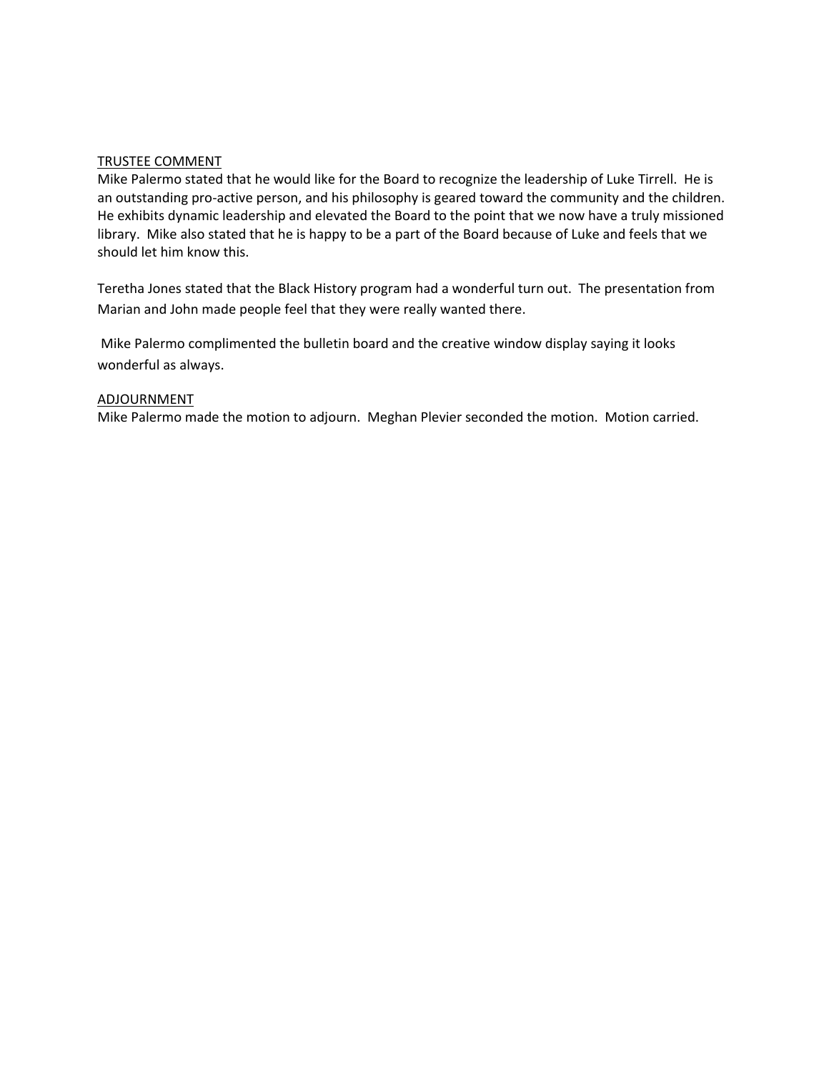<u>TRUSTEE COMMENT</u>

Mike Palermo stated that he would like for the Board to recognize the leadership of Luke Tirrell. He is an outstanding pro-active person, and his philosophy is geared toward the community and the children. He exhibits dynamic leadership and elevated the Board to the point that we now have a truly missioned library. Mike also stated that he is happy to be a part of the Board because of Luke and feels that we should let him know this.

Teretha Jones stated that the Black History program had a wonderful turn out. The presentation from Marian and John made people feel that they were really wanted there.

Mike Palermo complimented the bulletin board and the creative window display saying it looks wonderful as always.

<u>ADJOURNMENT</u>

Mike Palermo made the motion to adjourn. Meghan Plevier seconded the motion. Motion carried.